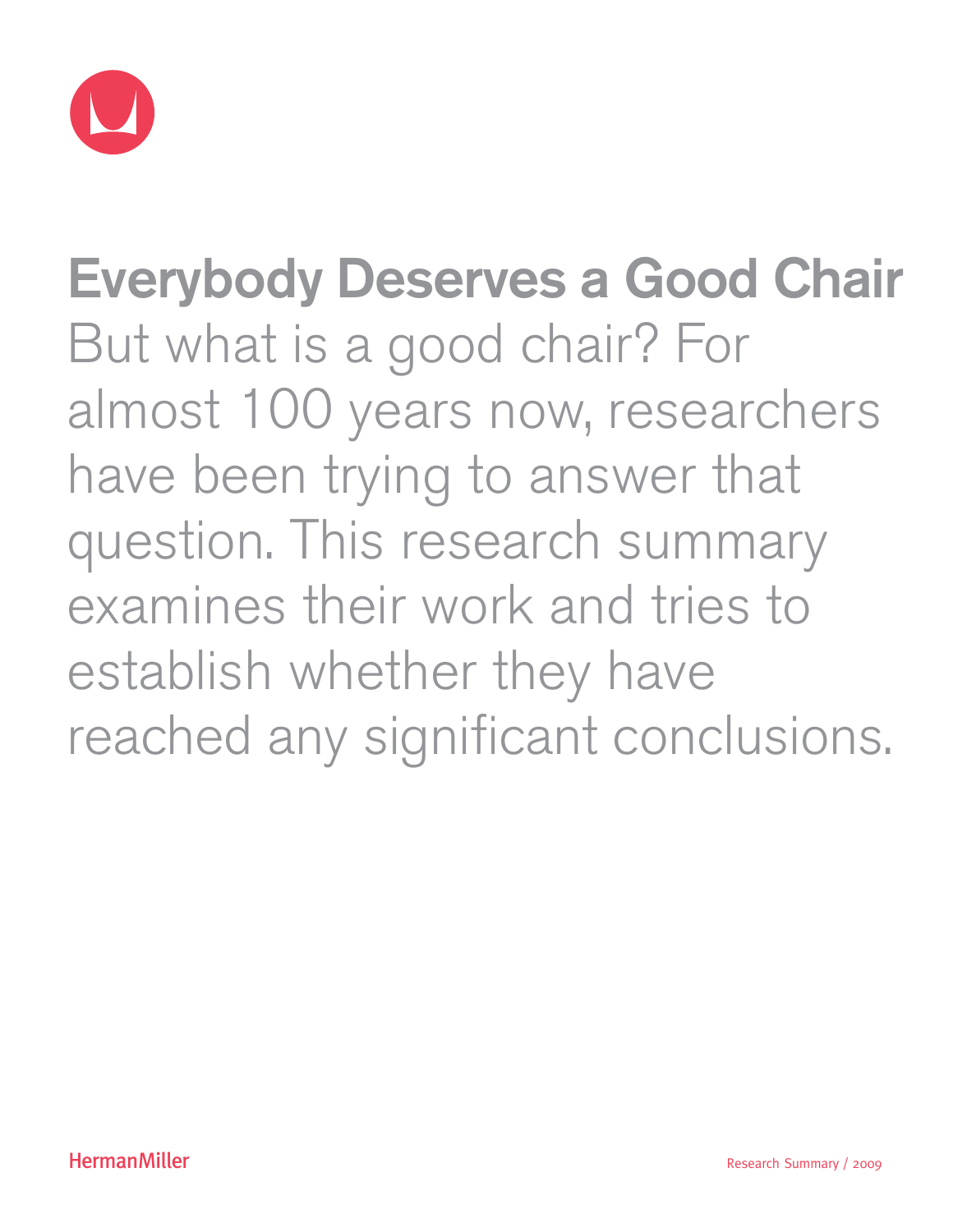# Everybody Deserves a Good Chair

But what is a good chair? For almost 100 years now, researchers have been trying to answer that question. This research summary examines their work and tries to establish whether they have reached any significant conclusions.

HermanMiller

Research Summary / 2009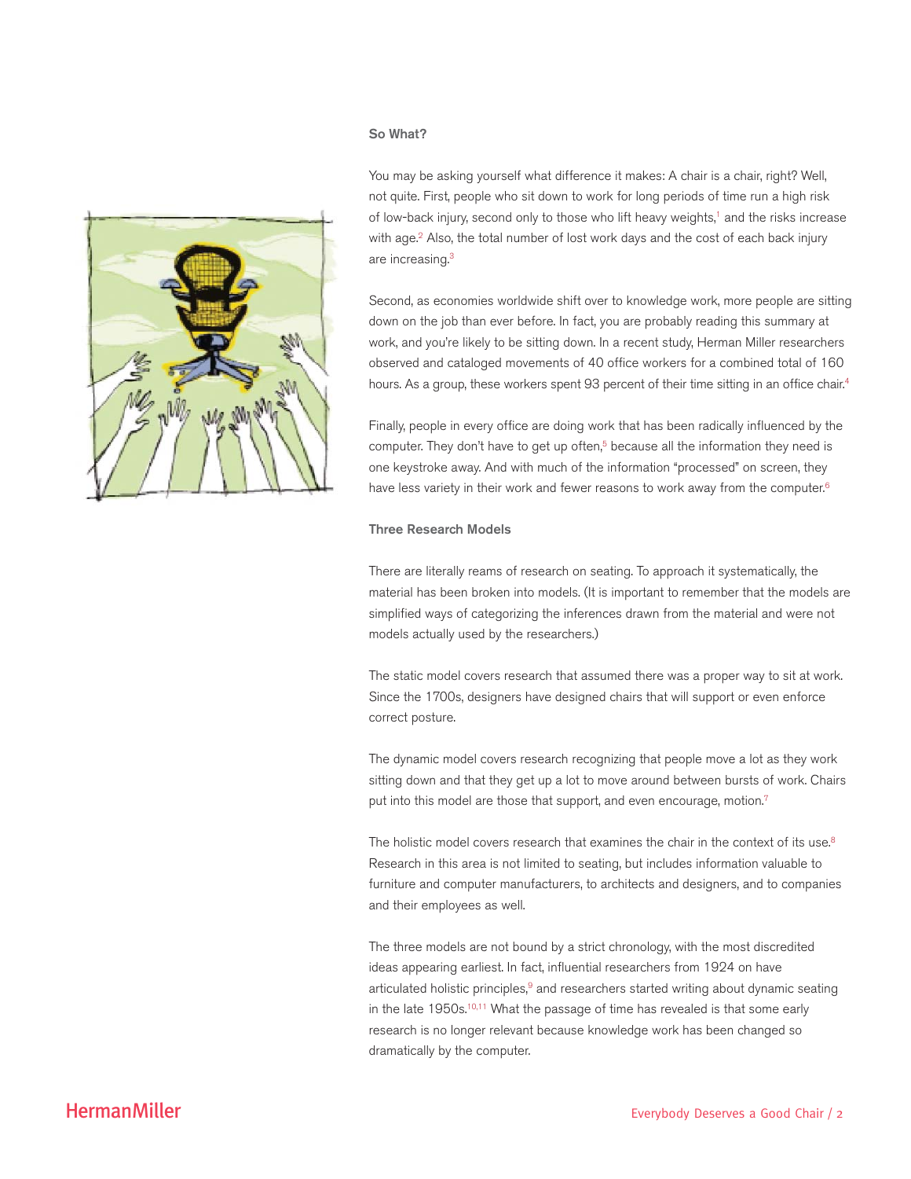## So What?

You may be asking yourself what difference it makes: A chair is a chair, right? Well, not quite. First, people who sit down to work for long periods of time run a high risk of low-back injury, second only to those who lift heavy weights,[1] and the risks increase with age.[2] Also, the total number of lost work days and the cost of each back injury are increasing.[3]

Second, as economies worldwide shift over to knowledge work, more people are sitting down on the job than ever before. In fact, you are probably reading this summary at work, and you're likely to be sitting down. In a recent study, Herman Miller researchers observed and cataloged movements of 40 office workers for a combined total of 160 hours. As a group, these workers spent 93 percent of their time sitting in an office chair.[4]

Finally, people in every office are doing work that has been radically influenced by the computer. They don't have to get up often,[5] because all the information they need is one keystroke away. And with much of the information "processed" on screen, they have less variety in their work and fewer reasons to work away from the computer.[6]

## Three Research Models

There are literally reams of research on seating. To approach it systematically, the material has been broken into models. (It is important to remember that the models are simplified ways of categorizing the inferences drawn from the material and were not models actually used by the researchers.)

The static model covers research that assumed there was a proper way to sit at work. Since the 1700s, designers have designed chairs that will support or even enforce correct posture.

The dynamic model covers research recognizing that people move a lot as they work sitting down and that they get up a lot to move around between bursts of work. Chairs put into this model are those that support, and even encourage, motion.[7]

The holistic model covers research that examines the chair in the context of its use.[8] Research in this area is not limited to seating, but includes information valuable to furniture and computer manufacturers, to architects and designers, and to companies and their employees as well.

The three models are not bound by a strict chronology, with the most discredited ideas appearing earliest. In fact, influential researchers from 1924 on have articulated holistic principles,[9] and researchers started writing about dynamic seating in the late 1950s.[10,11] What the passage of time has revealed is that some early research is no longer relevant because knowledge work has been changed so dramatically by the computer.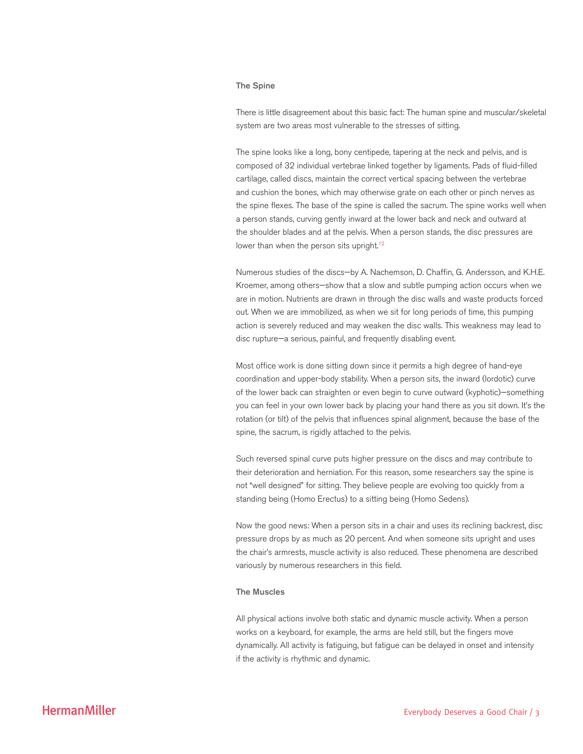## The Spine

There is little disagreement about this basic fact: The human spine and muscular/skeletal system are two areas most vulnerable to the stresses of sitting.

The spine looks like a long, bony centipede, tapering at the neck and pelvis, and is composed of 32 individual vertebrae linked together by ligaments. Pads of fluid-filled cartilage, called discs, maintain the correct vertical spacing between the vertebrae and cushion the bones, which may otherwise grate on each other or pinch nerves as the spine flexes. The base of the spine is called the sacrum. The spine works well when a person stands, curving gently inward at the lower back and neck and outward at the shoulder blades and at the pelvis. When a person stands, the disc pressures are lower than when the person sits upright.[12]

Numerous studies of the discs—by A. Nachemson, D. Chaffin, G. Andersson, and K.H.E. Kroemer, among others—show that a slow and subtle pumping action occurs when we are in motion. Nutrients are drawn in through the disc walls and waste products forced out. When we are immobilized, as when we sit for long periods of time, this pumping action is severely reduced and may weaken the disc walls. This weakness may lead to disc rupture—a serious, painful, and frequently disabling event.

Most office work is done sitting down since it permits a high degree of hand-eye coordination and upper-body stability. When a person sits, the inward (lordotic) curve of the lower back can straighten or even begin to curve outward (kyphotic)—something you can feel in your own lower back by placing your hand there as you sit down. It's the rotation (or tilt) of the pelvis that influences spinal alignment, because the base of the spine, the sacrum, is rigidly attached to the pelvis.

Such reversed spinal curve puts higher pressure on the discs and may contribute to their deterioration and herniation. For this reason, some researchers say the spine is not "well designed" for sitting. They believe people are evolving too quickly from a standing being (Homo Erectus) to a sitting being (Homo Sedens).

Now the good news: When a person sits in a chair and uses its reclining backrest, disc pressure drops by as much as 20 percent. And when someone sits upright and uses the chair's armrests, muscle activity is also reduced. These phenomena are described variously by numerous researchers in this field.

## The Muscles

All physical actions involve both static and dynamic muscle activity. When a person works on a keyboard, for example, the arms are held still, but the fingers move dynamically. All activity is fatiguing, but fatigue can be delayed in onset and intensity if the activity is rhythmic and dynamic.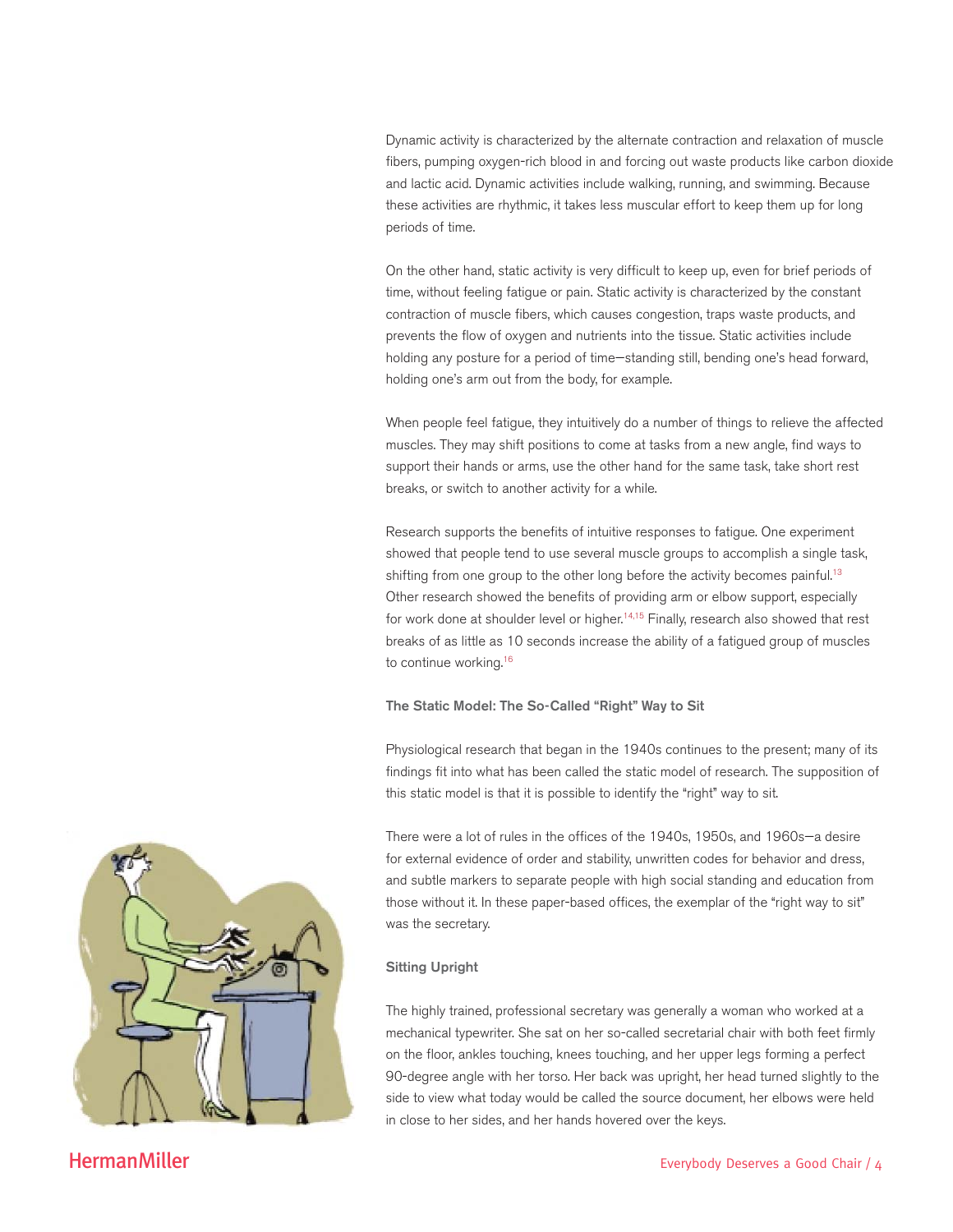Dynamic activity is characterized by the alternate contraction and relaxation of muscle fibers, pumping oxygen-rich blood in and forcing out waste products like carbon dioxide and lactic acid. Dynamic activities include walking, running, and swimming. Because these activities are rhythmic, it takes less muscular effort to keep them up for long periods of time.

On the other hand, static activity is very difficult to keep up, even for brief periods of time, without feeling fatigue or pain. Static activity is characterized by the constant contraction of muscle fibers, which causes congestion, traps waste products, and prevents the flow of oxygen and nutrients into the tissue. Static activities include holding any posture for a period of time—standing still, bending one's head forward, holding one's arm out from the body, for example.

When people feel fatigue, they intuitively do a number of things to relieve the affected muscles. They may shift positions to come at tasks from a new angle, find ways to support their hands or arms, use the other hand for the same task, take short rest breaks, or switch to another activity for a while.

Research supports the benefits of intuitive responses to fatigue. One experiment showed that people tend to use several muscle groups to accomplish a single task, shifting from one group to the other long before the activity becomes painful.[13] Other research showed the benefits of providing arm or elbow support, especially for work done at shoulder level or higher.[14,15] Finally, research also showed that rest breaks of as little as 10 seconds increase the ability of a fatigued group of muscles to continue working.[16]

### The Static Model: The So-Called "Right" Way to Sit

Physiological research that began in the 1940s continues to the present; many of its findings fit into what has been called the static model of research. The supposition of this static model is that it is possible to identify the "right" way to sit.

There were a lot of rules in the offices of the 1940s, 1950s, and 1960s—a desire for external evidence of order and stability, unwritten codes for behavior and dress, and subtle markers to separate people with high social standing and education from those without it. In these paper-based offices, the exemplar of the "right way to sit" was the secretary.

### Sitting Upright

The highly trained, professional secretary was generally a woman who worked at a mechanical typewriter. She sat on her so-called secretarial chair with both feet firmly on the floor, ankles touching, knees touching, and her upper legs forming a perfect 90-degree angle with her torso. Her back was upright, her head turned slightly to the side to view what today would be called the source document, her elbows were held in close to her sides, and her hands hovered over the keys.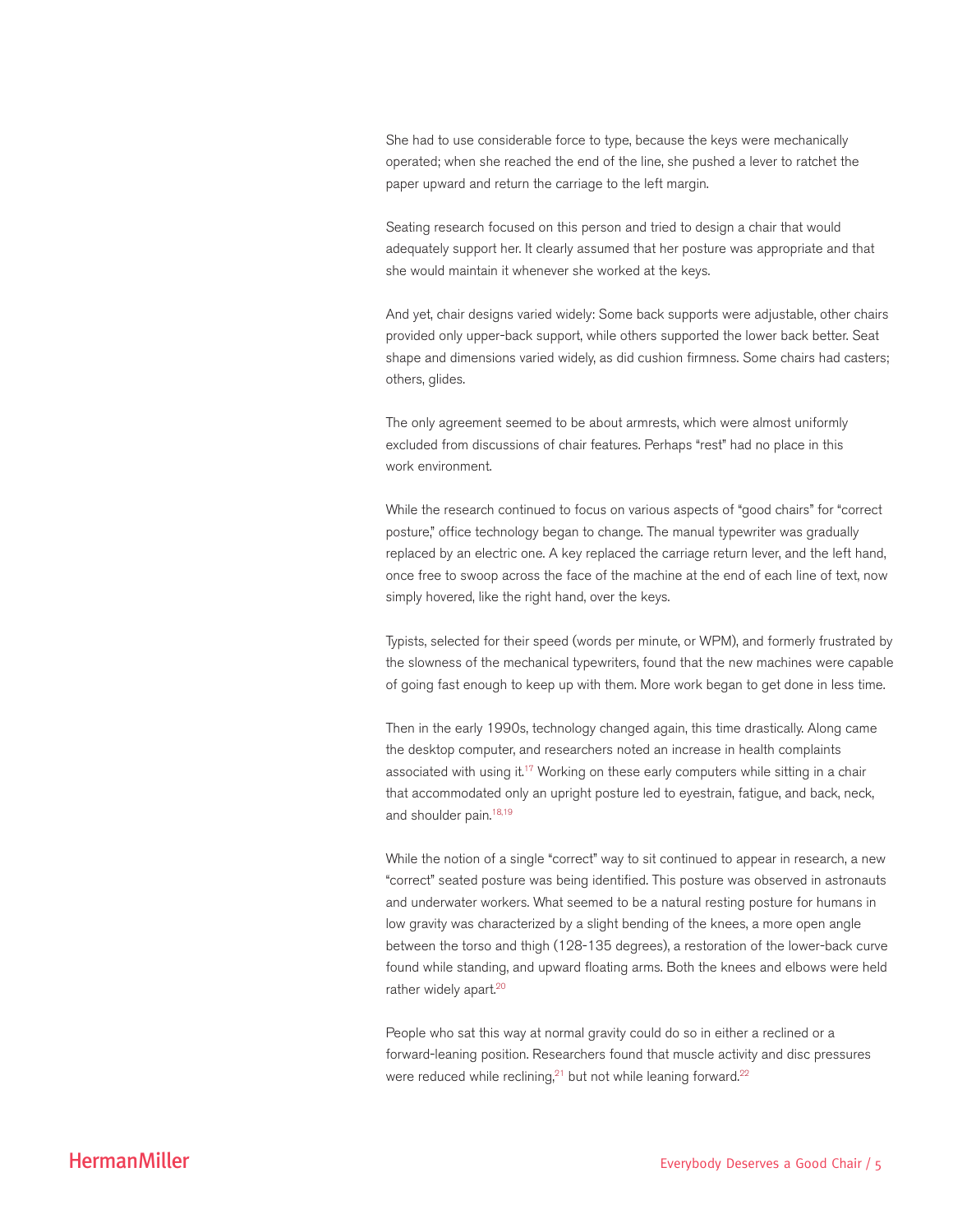She had to use considerable force to type, because the keys were mechanically operated; when she reached the end of the line, she pushed a lever to ratchet the paper upward and return the carriage to the left margin.

Seating research focused on this person and tried to design a chair that would adequately support her. It clearly assumed that her posture was appropriate and that she would maintain it whenever she worked at the keys.

And yet, chair designs varied widely: Some back supports were adjustable, other chairs provided only upper-back support, while others supported the lower back better. Seat shape and dimensions varied widely, as did cushion firmness. Some chairs had casters; others, glides.

The only agreement seemed to be about armrests, which were almost uniformly excluded from discussions of chair features. Perhaps "rest" had no place in this work environment.

While the research continued to focus on various aspects of "good chairs" for "correct posture," office technology began to change. The manual typewriter was gradually replaced by an electric one. A key replaced the carriage return lever, and the left hand, once free to swoop across the face of the machine at the end of each line of text, now simply hovered, like the right hand, over the keys.

Typists, selected for their speed (words per minute, or WPM), and formerly frustrated by the slowness of the mechanical typewriters, found that the new machines were capable of going fast enough to keep up with them. More work began to get done in less time.

Then in the early 1990s, technology changed again, this time drastically. Along came the desktop computer, and researchers noted an increase in health complaints associated with using it.[17] Working on these early computers while sitting in a chair that accommodated only an upright posture led to eyestrain, fatigue, and back, neck, and shoulder pain.[18,19]

While the notion of a single "correct" way to sit continued to appear in research, a new "correct" seated posture was being identified. This posture was observed in astronauts and underwater workers. What seemed to be a natural resting posture for humans in low gravity was characterized by a slight bending of the knees, a more open angle between the torso and thigh (128-135 degrees), a restoration of the lower-back curve found while standing, and upward floating arms. Both the knees and elbows were held rather widely apart.[20]

People who sat this way at normal gravity could do so in either a reclined or a forward-leaning position. Researchers found that muscle activity and disc pressures were reduced while reclining,[21] but not while leaning forward.[22]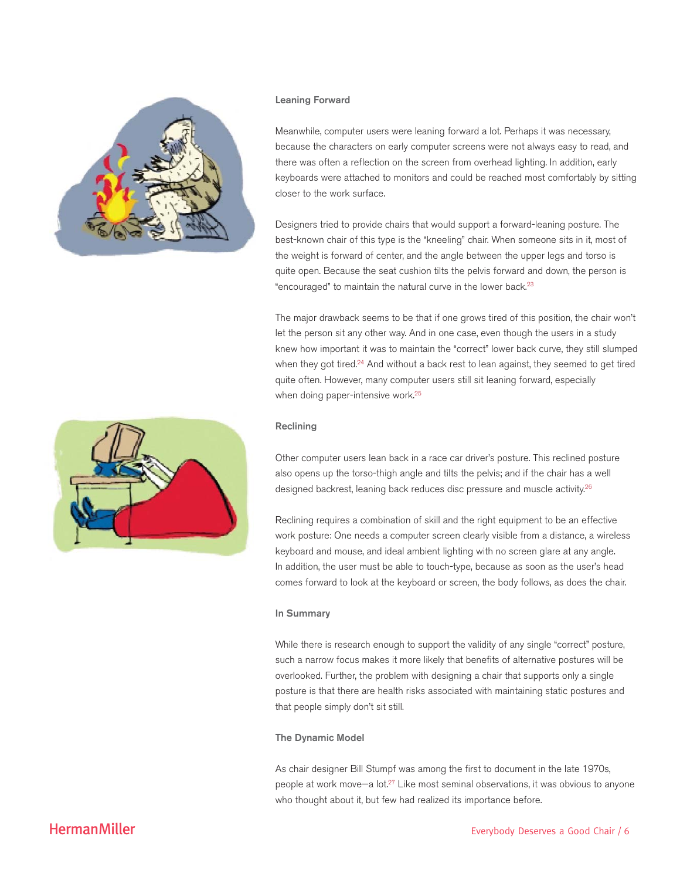### Leaning Forward

Meanwhile, computer users were leaning forward a lot. Perhaps it was necessary, because the characters on early computer screens were not always easy to read, and there was often a reflection on the screen from overhead lighting. In addition, early keyboards were attached to monitors and could be reached most comfortably by sitting closer to the work surface.

Designers tried to provide chairs that would support a forward-leaning posture. The best-known chair of this type is the "kneeling" chair. When someone sits in it, most of the weight is forward of center, and the angle between the upper legs and torso is quite open. Because the seat cushion tilts the pelvis forward and down, the person is "encouraged" to maintain the natural curve in the lower back.[23]

The major drawback seems to be that if one grows tired of this position, the chair won't let the person sit any other way. And in one case, even though the users in a study knew how important it was to maintain the "correct" lower back curve, they still slumped when they got tired.[24] And without a back rest to lean against, they seemed to get tired quite often. However, many computer users still sit leaning forward, especially when doing paper-intensive work.[25]

### Reclining

Other computer users lean back in a race car driver's posture. This reclined posture also opens up the torso-thigh angle and tilts the pelvis; and if the chair has a well designed backrest, leaning back reduces disc pressure and muscle activity.[26]

Reclining requires a combination of skill and the right equipment to be an effective work posture: One needs a computer screen clearly visible from a distance, a wireless keyboard and mouse, and ideal ambient lighting with no screen glare at any angle. In addition, the user must be able to touch-type, because as soon as the user's head comes forward to look at the keyboard or screen, the body follows, as does the chair.

### In Summary

While there is research enough to support the validity of any single "correct" posture, such a narrow focus makes it more likely that benefits of alternative postures will be overlooked. Further, the problem with designing a chair that supports only a single posture is that there are health risks associated with maintaining static postures and that people simply don't sit still.

### The Dynamic Model

As chair designer Bill Stumpf was among the first to document in the late 1970s, people at work move—a lot.[27] Like most seminal observations, it was obvious to anyone who thought about it, but few had realized its importance before.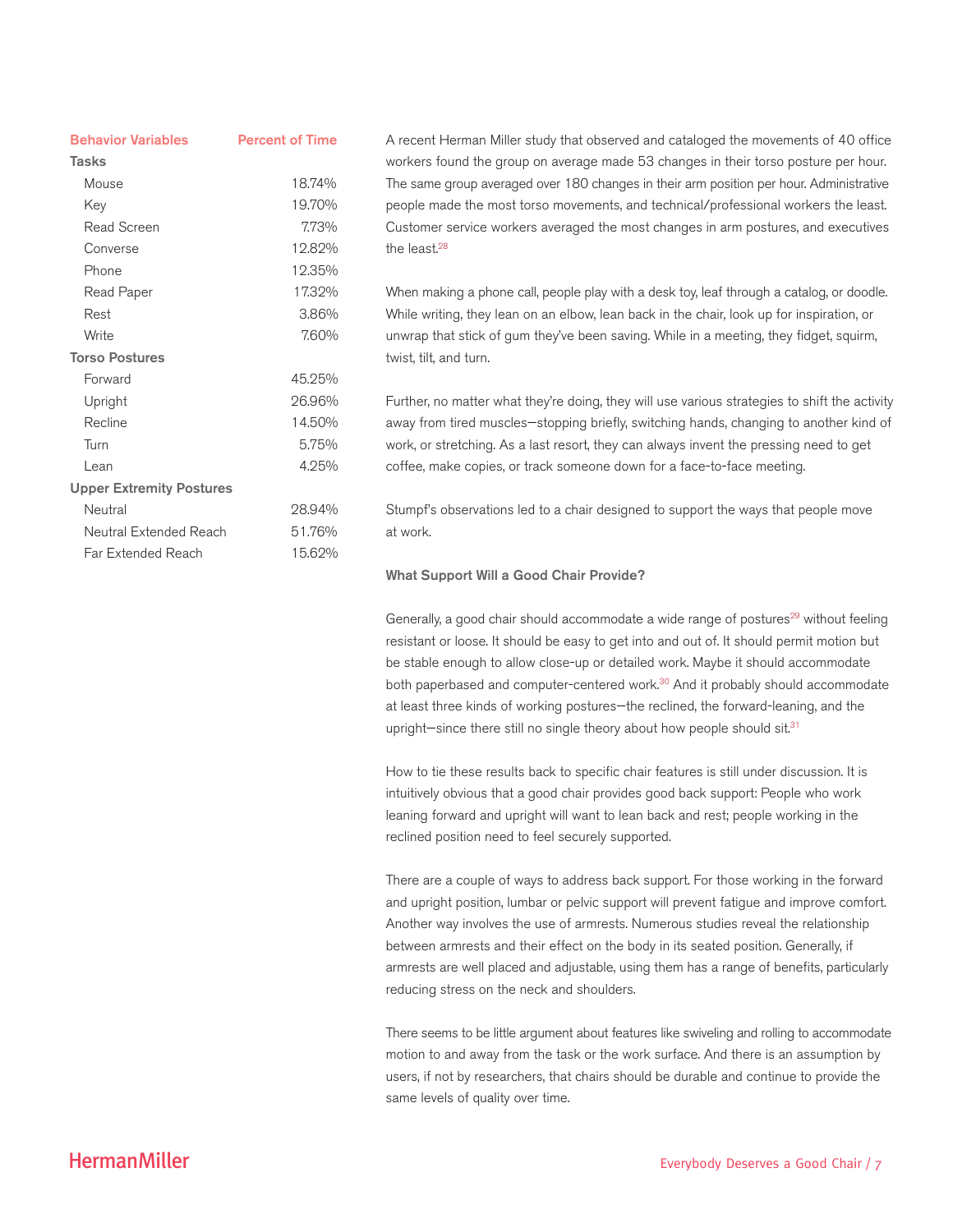| Behavior Variables | Percent of Time |
| --- | --- |
| **Tasks** | |
| Mouse | 18.74% |
| Key | 19.70% |
| Read Screen | 7.73% |
| Converse | 12.82% |
| Phone | 12.35% |
| Read Paper | 17.32% |
| Rest | 3.86% |
| Write | 7.60% |
| **Torso Postures** | |
| Forward | 45.25% |
| Upright | 26.96% |
| Recline | 14.50% |
| Turn | 5.75% |
| Lean | 4.25% |
| **Upper Extremity Postures** | |
| Neutral | 28.94% |
| Neutral Extended Reach | 51.76% |
| Far Extended Reach | 15.62% |

A recent Herman Miller study that observed and cataloged the movements of 40 office workers found the group on average made 53 changes in their torso posture per hour. The same group averaged over 180 changes in their arm position per hour. Administrative people made the most torso movements, and technical/professional workers the least. Customer service workers averaged the most changes in arm postures, and executives the least.[28]

When making a phone call, people play with a desk toy, leaf through a catalog, or doodle. While writing, they lean on an elbow, lean back in the chair, look up for inspiration, or unwrap that stick of gum they've been saving. While in a meeting, they fidget, squirm, twist, tilt, and turn.

Further, no matter what they're doing, they will use various strategies to shift the activity away from tired muscles—stopping briefly, switching hands, changing to another kind of work, or stretching. As a last resort, they can always invent the pressing need to get coffee, make copies, or track someone down for a face-to-face meeting.

Stumpf's observations led to a chair designed to support the ways that people move at work.

### What Support Will a Good Chair Provide?

Generally, a good chair should accommodate a wide range of postures[29] without feeling resistant or loose. It should be easy to get into and out of. It should permit motion but be stable enough to allow close-up or detailed work. Maybe it should accommodate both paperbased and computer-centered work.[30] And it probably should accommodate at least three kinds of working postures—the reclined, the forward-leaning, and the upright—since there still no single theory about how people should sit.[31]

How to tie these results back to specific chair features is still under discussion. It is intuitively obvious that a good chair provides good back support: People who work leaning forward and upright will want to lean back and rest; people working in the reclined position need to feel securely supported.

There are a couple of ways to address back support. For those working in the forward and upright position, lumbar or pelvic support will prevent fatigue and improve comfort. Another way involves the use of armrests. Numerous studies reveal the relationship between armrests and their effect on the body in its seated position. Generally, if armrests are well placed and adjustable, using them has a range of benefits, particularly reducing stress on the neck and shoulders.

There seems to be little argument about features like swiveling and rolling to accommodate motion to and away from the task or the work surface. And there is an assumption by users, if not by researchers, that chairs should be durable and continue to provide the same levels of quality over time.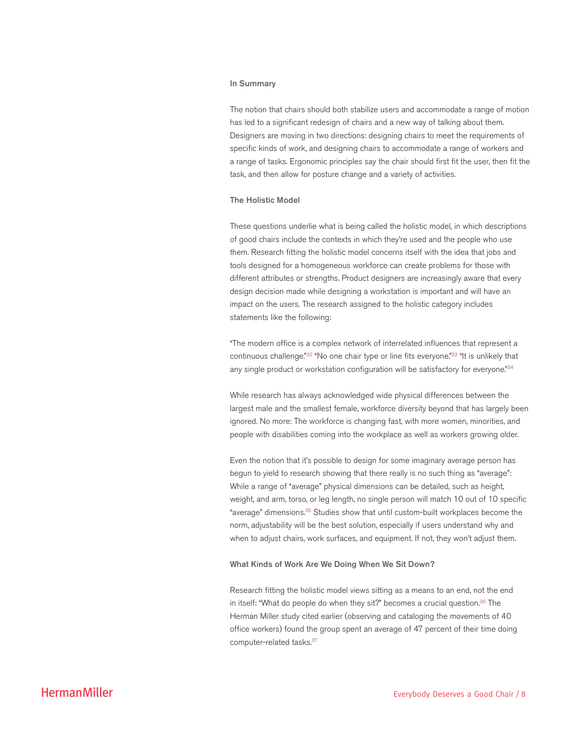### In Summary

The notion that chairs should both stabilize users and accommodate a range of motion has led to a significant redesign of chairs and a new way of talking about them. Designers are moving in two directions: designing chairs to meet the requirements of specific kinds of work, and designing chairs to accommodate a range of workers and a range of tasks. Ergonomic principles say the chair should first fit the user, then fit the task, and then allow for posture change and a variety of activities.

### The Holistic Model

These questions underlie what is being called the holistic model, in which descriptions of good chairs include the contexts in which they're used and the people who use them. Research fitting the holistic model concerns itself with the idea that jobs and tools designed for a homogeneous workforce can create problems for those with different attributes or strengths. Product designers are increasingly aware that every design decision made while designing a workstation is important and will have an impact on the users. The research assigned to the holistic category includes statements like the following:

"The modern office is a complex network of interrelated influences that represent a continuous challenge."[32] "No one chair type or line fits everyone."[33] "It is unlikely that any single product or workstation configuration will be satisfactory for everyone."[34]

While research has always acknowledged wide physical differences between the largest male and the smallest female, workforce diversity beyond that has largely been ignored. No more: The workforce is changing fast, with more women, minorities, and people with disabilities coming into the workplace as well as workers growing older.

Even the notion that it's possible to design for some imaginary average person has begun to yield to research showing that there really is no such thing as "average": While a range of "average" physical dimensions can be detailed, such as height, weight, and arm, torso, or leg length, no single person will match 10 out of 10 specific "average" dimensions.[35] Studies show that until custom-built workplaces become the norm, adjustability will be the best solution, especially if users understand why and when to adjust chairs, work surfaces, and equipment. If not, they won't adjust them.

### What Kinds of Work Are We Doing When We Sit Down?

Research fitting the holistic model views sitting as a means to an end, not the end in itself: "What do people do when they sit?" becomes a crucial question.[36] The Herman Miller study cited earlier (observing and cataloging the movements of 40 office workers) found the group spent an average of 47 percent of their time doing computer-related tasks.[37]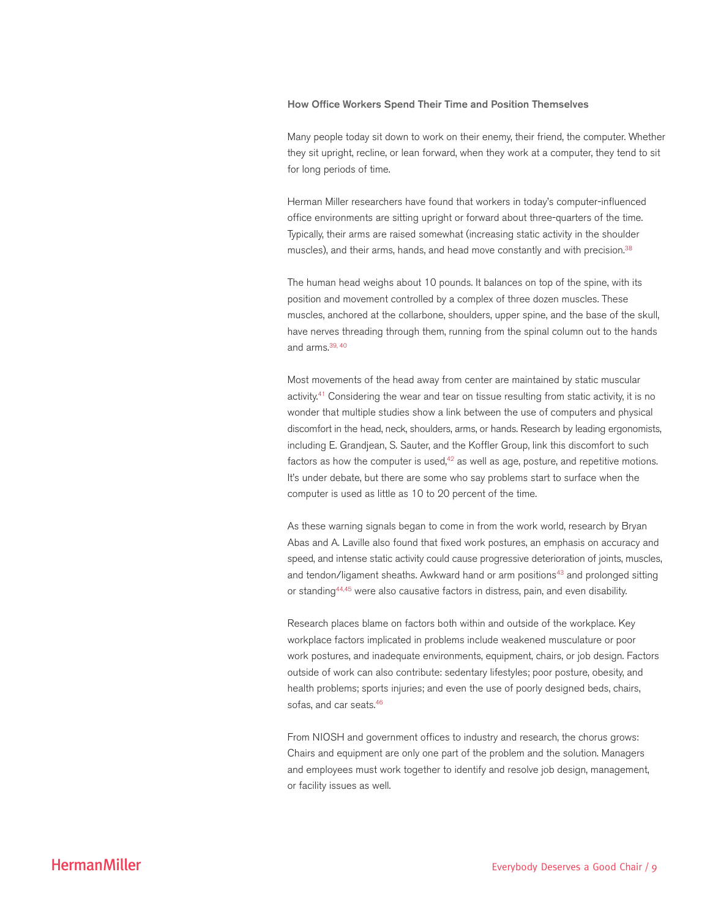### How Office Workers Spend Their Time and Position Themselves

Many people today sit down to work on their enemy, their friend, the computer. Whether they sit upright, recline, or lean forward, when they work at a computer, they tend to sit for long periods of time.

Herman Miller researchers have found that workers in today's computer-influenced office environments are sitting upright or forward about three-quarters of the time. Typically, their arms are raised somewhat (increasing static activity in the shoulder muscles), and their arms, hands, and head move constantly and with precision.[38]

The human head weighs about 10 pounds. It balances on top of the spine, with its position and movement controlled by a complex of three dozen muscles. These muscles, anchored at the collarbone, shoulders, upper spine, and the base of the skull, have nerves threading through them, running from the spinal column out to the hands and arms.[39, 40]

Most movements of the head away from center are maintained by static muscular activity.[41] Considering the wear and tear on tissue resulting from static activity, it is no wonder that multiple studies show a link between the use of computers and physical discomfort in the head, neck, shoulders, arms, or hands. Research by leading ergonomists, including E. Grandjean, S. Sauter, and the Koffler Group, link this discomfort to such factors as how the computer is used,[42] as well as age, posture, and repetitive motions. It's under debate, but there are some who say problems start to surface when the computer is used as little as 10 to 20 percent of the time.

As these warning signals began to come in from the work world, research by Bryan Abas and A. Laville also found that fixed work postures, an emphasis on accuracy and speed, and intense static activity could cause progressive deterioration of joints, muscles, and tendon/ligament sheaths. Awkward hand or arm positions[43] and prolonged sitting or standing[44,45] were also causative factors in distress, pain, and even disability.

Research places blame on factors both within and outside of the workplace. Key workplace factors implicated in problems include weakened musculature or poor work postures, and inadequate environments, equipment, chairs, or job design. Factors outside of work can also contribute: sedentary lifestyles; poor posture, obesity, and health problems; sports injuries; and even the use of poorly designed beds, chairs, sofas, and car seats.[46]

From NIOSH and government offices to industry and research, the chorus grows: Chairs and equipment are only one part of the problem and the solution. Managers and employees must work together to identify and resolve job design, management, or facility issues as well.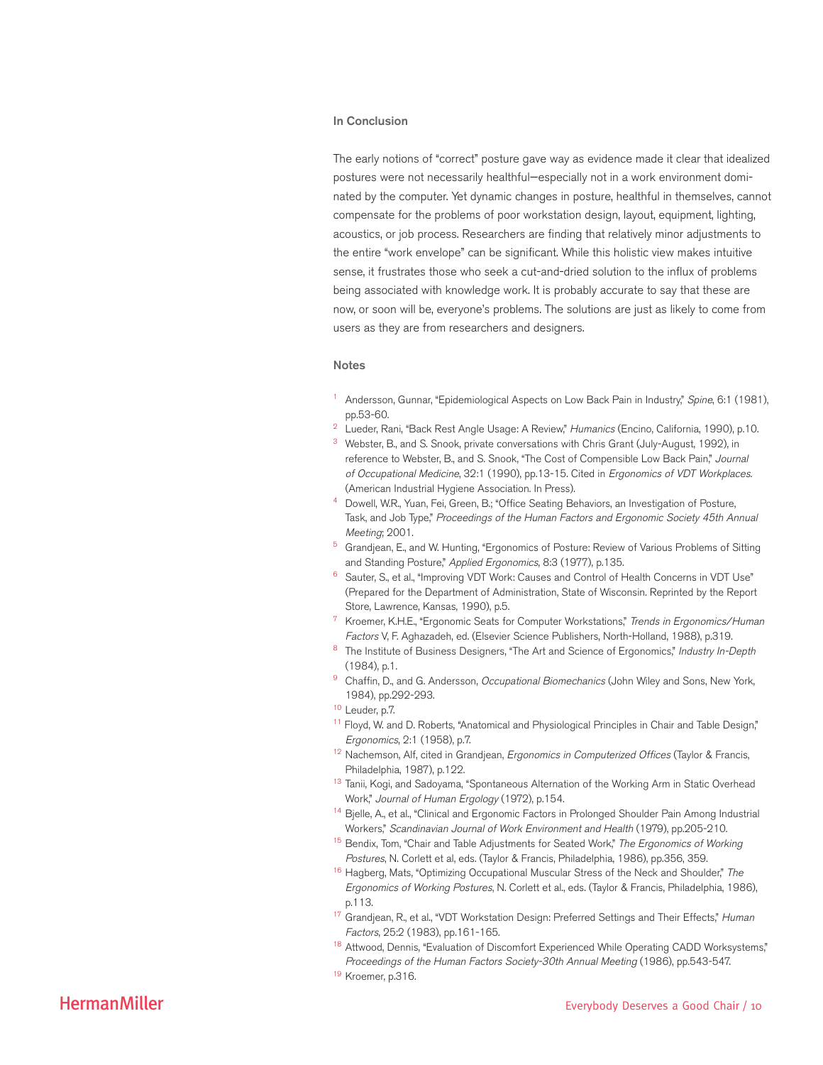## In Conclusion

The early notions of "correct" posture gave way as evidence made it clear that idealized postures were not necessarily healthful—especially not in a work environment dominated by the computer. Yet dynamic changes in posture, healthful in themselves, cannot compensate for the problems of poor workstation design, layout, equipment, lighting, acoustics, or job process. Researchers are finding that relatively minor adjustments to the entire "work envelope" can be significant. While this holistic view makes intuitive sense, it frustrates those who seek a cut-and-dried solution to the influx of problems being associated with knowledge work. It is probably accurate to say that these are now, or soon will be, everyone's problems. The solutions are just as likely to come from users as they are from researchers and designers.

## Notes

1. Andersson, Gunnar, "Epidemiological Aspects on Low Back Pain in Industry," *Spine*, 6:1 (1981), pp.53-60.
2. Lueder, Rani, "Back Rest Angle Usage: A Review," *Humanics* (Encino, California, 1990), p.10.
3. Webster, B., and S. Snook, private conversations with Chris Grant (July-August, 1992), in reference to Webster, B., and S. Snook, "The Cost of Compensible Low Back Pain," *Journal of Occupational Medicine*, 32:1 (1990), pp.13-15. Cited in *Ergonomics of VDT Workplaces*. (American Industrial Hygiene Association. In Press).
4. Dowell, W.R., Yuan, Fei, Green, B.; "Office Seating Behaviors, an Investigation of Posture, Task, and Job Type," *Proceedings of the Human Factors and Ergonomic Society 45th Annual Meeting*; 2001.
5. Grandjean, E., and W. Hunting, "Ergonomics of Posture: Review of Various Problems of Sitting and Standing Posture," *Applied Ergonomics*, 8:3 (1977), p.135.
6. Sauter, S., et al., "Improving VDT Work: Causes and Control of Health Concerns in VDT Use" (Prepared for the Department of Administration, State of Wisconsin. Reprinted by the Report Store, Lawrence, Kansas, 1990), p.5.
7. Kroemer, K.H.E., "Ergonomic Seats for Computer Workstations," *Trends in Ergonomics/Human Factors* V, F. Aghazadeh, ed. (Elsevier Science Publishers, North-Holland, 1988), p.319.
8. The Institute of Business Designers, "The Art and Science of Ergonomics," *Industry In-Depth* (1984), p.1.
9. Chaffin, D., and G. Andersson, *Occupational Biomechanics* (John Wiley and Sons, New York, 1984), pp.292-293.
10. Leuder, p.7.
11. Floyd, W. and D. Roberts, "Anatomical and Physiological Principles in Chair and Table Design," *Ergonomics*, 2:1 (1958), p.7.
12. Nachemson, Alf, cited in Grandjean, *Ergonomics in Computerized Offices* (Taylor & Francis, Philadelphia, 1987), p.122.
13. Tanii, Kogi, and Sadoyama, "Spontaneous Alternation of the Working Arm in Static Overhead Work," *Journal of Human Ergology* (1972), p.154.
14. Bjelle, A., et al., "Clinical and Ergonomic Factors in Prolonged Shoulder Pain Among Industrial Workers," *Scandinavian Journal of Work Environment and Health* (1979), pp.205-210.
15. Bendix, Tom, "Chair and Table Adjustments for Seated Work," *The Ergonomics of Working Postures*, N. Corlett et al, eds. (Taylor & Francis, Philadelphia, 1986), pp.356, 359.
16. Hagberg, Mats, "Optimizing Occupational Muscular Stress of the Neck and Shoulder," *The Ergonomics of Working Postures*, N. Corlett et al., eds. (Taylor & Francis, Philadelphia, 1986), p.113.
17. Grandjean, R., et al., "VDT Workstation Design: Preferred Settings and Their Effects," *Human Factors*, 25:2 (1983), pp.161-165.
18. Attwood, Dennis, "Evaluation of Discomfort Experienced While Operating CADD Worksystems," *Proceedings of the Human Factors Society-30th Annual Meeting* (1986), pp.543-547.
19. Kroemer, p.316.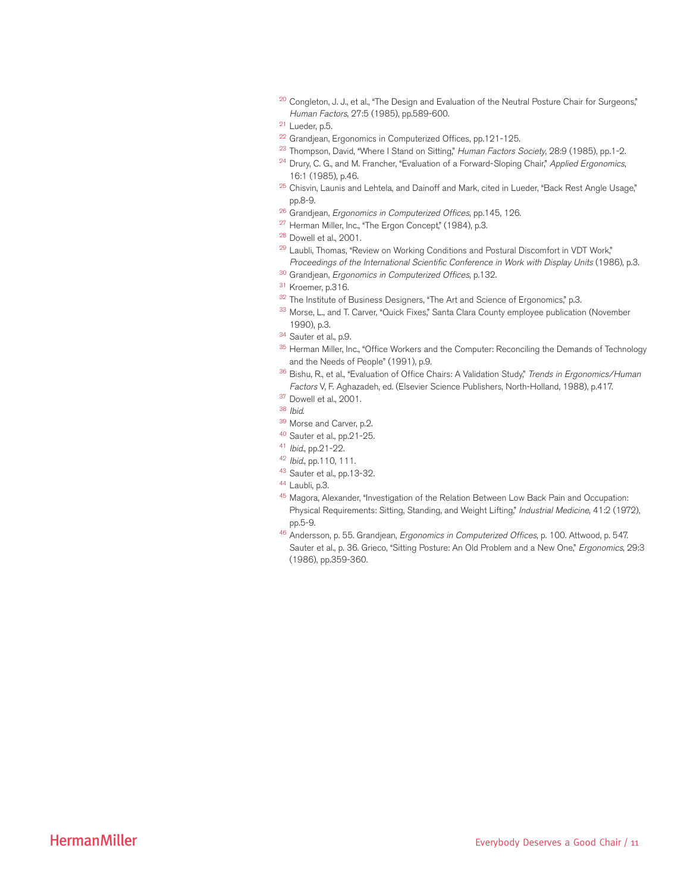[20] Congleton, J. J., et al., "The Design and Evaluation of the Neutral Posture Chair for Surgeons," *Human Factors*, 27:5 (1985), pp.589-600.

[21] Lueder, p.5.

[22] Grandjean, Ergonomics in Computerized Offices, pp.121-125.

[23] Thompson, David, "Where I Stand on Sitting," *Human Factors Society*, 28:9 (1985), pp.1-2.

[24] Drury, C. G., and M. Francher, "Evaluation of a Forward-Sloping Chair," *Applied Ergonomics*, 16:1 (1985), p.46.

[25] Chisvin, Launis and Lehtela, and Dainoff and Mark, cited in Lueder, "Back Rest Angle Usage," pp.8-9.

[26] Grandjean, *Ergonomics in Computerized Offices*, pp.145, 126.

[27] Herman Miller, Inc., "The Ergon Concept," (1984), p.3.

[28] Dowell et al., 2001.

[29] Laubli, Thomas, "Review on Working Conditions and Postural Discomfort in VDT Work," *Proceedings of the International Scientific Conference in Work with Display Units* (1986), p.3.

[30] Grandjean, *Ergonomics in Computerized Offices*, p.132.

[31] Kroemer, p.316.

[32] The Institute of Business Designers, "The Art and Science of Ergonomics," p.3.

[33] Morse, L., and T. Carver, "Quick Fixes," Santa Clara County employee publication (November 1990), p.3.

[34] Sauter et al., p.9.

[35] Herman Miller, Inc., "Office Workers and the Computer: Reconciling the Demands of Technology and the Needs of People" (1991), p.9.

[36] Bishu, R., et al., "Evaluation of Office Chairs: A Validation Study," *Trends in Ergonomics/Human Factors* V, F. Aghazadeh, ed. (Elsevier Science Publishers, North-Holland, 1988), p.417.

[37] Dowell et al., 2001.

[38] *Ibid.*

[39] Morse and Carver, p.2.

[40] Sauter et al., pp.21-25.

[41] *Ibid.*, pp.21-22.

[42] *Ibid.*, pp.110, 111.

[43] Sauter et al., pp.13-32.

[44] Laubli, p.3.

[45] Magora, Alexander, "Investigation of the Relation Between Low Back Pain and Occupation: Physical Requirements: Sitting, Standing, and Weight Lifting," *Industrial Medicine*, 41:2 (1972), pp.5-9.

[46] Andersson, p. 55. Grandjean, *Ergonomics in Computerized Offices*, p. 100. Attwood, p. 547. Sauter et al., p. 36. Grieco, "Sitting Posture: An Old Problem and a New One," *Ergonomics*, 29:3 (1986), pp.359-360.